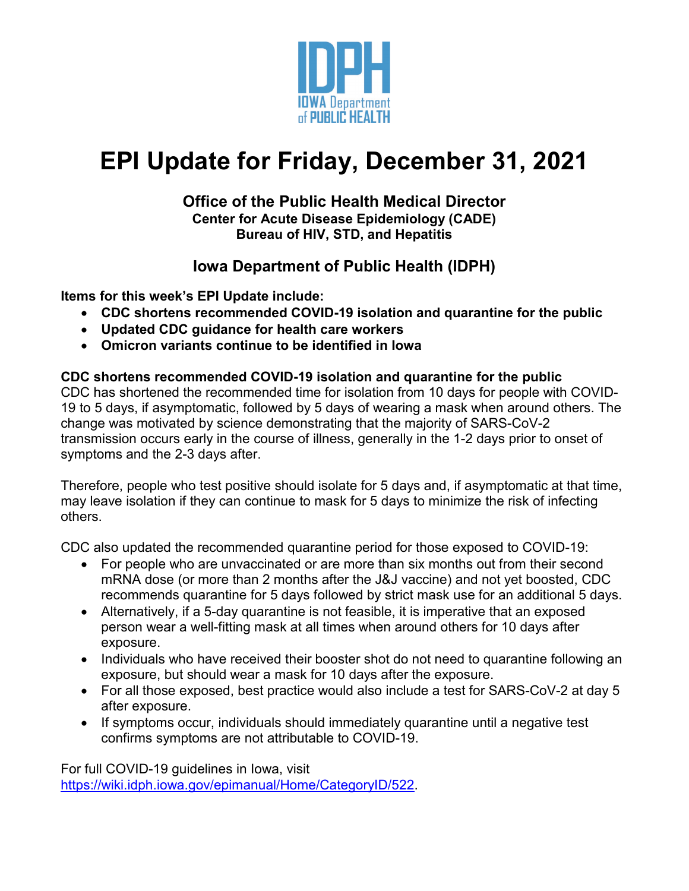# EPI Update for Friday, December 31, 2021

**Office of the Public Health Medical Director**
**Center for Acute Disease Epidemiology (CADE)**
**Bureau of HIV, STD, and Hepatitis**

**Iowa Department of Public Health (IDPH)**

**Items for this week's EPI Update include:**

- **CDC shortens recommended COVID-19 isolation and quarantine for the public**
- **Updated CDC guidance for health care workers**
- **Omicron variants continue to be identified in Iowa**

## CDC shortens recommended COVID-19 isolation and quarantine for the public

CDC has shortened the recommended time for isolation from 10 days for people with COVID-19 to 5 days, if asymptomatic, followed by 5 days of wearing a mask when around others. The change was motivated by science demonstrating that the majority of SARS-CoV-2 transmission occurs early in the course of illness, generally in the 1-2 days prior to onset of symptoms and the 2-3 days after.

Therefore, people who test positive should isolate for 5 days and, if asymptomatic at that time, may leave isolation if they can continue to mask for 5 days to minimize the risk of infecting others.

CDC also updated the recommended quarantine period for those exposed to COVID-19:

- For people who are unvaccinated or are more than six months out from their second mRNA dose (or more than 2 months after the J&J vaccine) and not yet boosted, CDC recommends quarantine for 5 days followed by strict mask use for an additional 5 days.
- Alternatively, if a 5-day quarantine is not feasible, it is imperative that an exposed person wear a well-fitting mask at all times when around others for 10 days after exposure.
- Individuals who have received their booster shot do not need to quarantine following an exposure, but should wear a mask for 10 days after the exposure.
- For all those exposed, best practice would also include a test for SARS-CoV-2 at day 5 after exposure.
- If symptoms occur, individuals should immediately quarantine until a negative test confirms symptoms are not attributable to COVID-19.

For full COVID-19 guidelines in Iowa, visit https://wiki.idph.iowa.gov/epimanual/Home/CategoryID/522.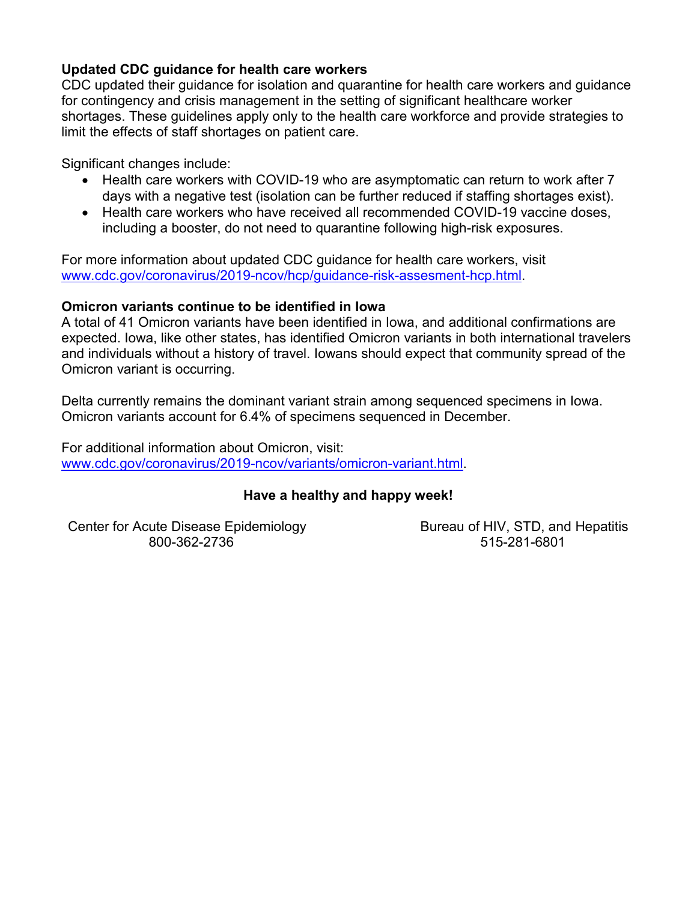**Updated CDC guidance for health care workers**

CDC updated their guidance for isolation and quarantine for health care workers and guidance for contingency and crisis management in the setting of significant healthcare worker shortages. These guidelines apply only to the health care workforce and provide strategies to limit the effects of staff shortages on patient care.

Significant changes include:

- Health care workers with COVID-19 who are asymptomatic can return to work after 7 days with a negative test (isolation can be further reduced if staffing shortages exist).
- Health care workers who have received all recommended COVID-19 vaccine doses, including a booster, do not need to quarantine following high-risk exposures.

For more information about updated CDC guidance for health care workers, visit [www.cdc.gov/coronavirus/2019-ncov/hcp/guidance-risk-assesment-hcp.html](www.cdc.gov/coronavirus/2019-ncov/hcp/guidance-risk-assesment-hcp.html).

**Omicron variants continue to be identified in Iowa**

A total of 41 Omicron variants have been identified in Iowa, and additional confirmations are expected. Iowa, like other states, has identified Omicron variants in both international travelers and individuals without a history of travel. Iowans should expect that community spread of the Omicron variant is occurring.

Delta currently remains the dominant variant strain among sequenced specimens in Iowa. Omicron variants account for 6.4% of specimens sequenced in December.

For additional information about Omicron, visit: [www.cdc.gov/coronavirus/2019-ncov/variants/omicron-variant.html](www.cdc.gov/coronavirus/2019-ncov/variants/omicron-variant.html).

**Have a healthy and happy week!**

Center for Acute Disease Epidemiology
800-362-2736

Bureau of HIV, STD, and Hepatitis
515-281-6801